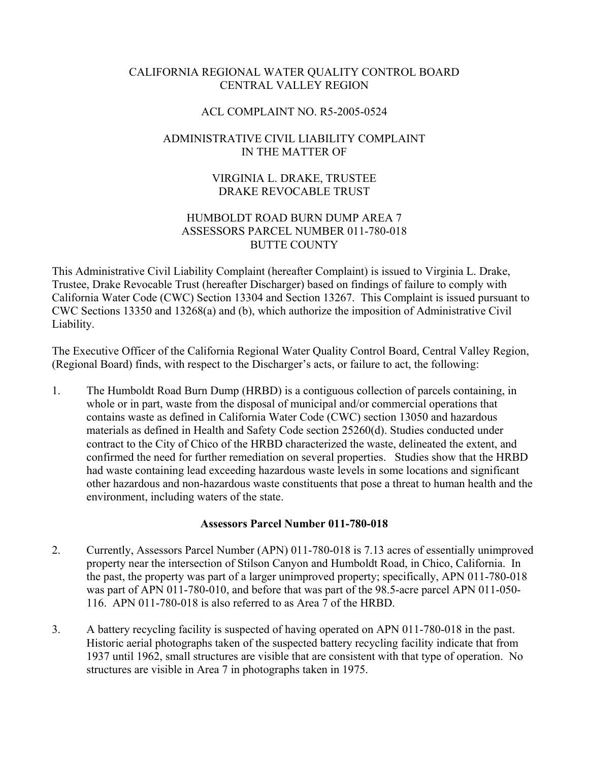CALIFORNIA REGIONAL WATER QUALITY CONTROL BOARD
CENTRAL VALLEY REGION

ACL COMPLAINT NO. R5-2005-0524

ADMINISTRATIVE CIVIL LIABILITY COMPLAINT
IN THE MATTER OF

VIRGINIA L. DRAKE, TRUSTEE
DRAKE REVOCABLE TRUST

HUMBOLDT ROAD BURN DUMP AREA 7
ASSESSORS PARCEL NUMBER 011-780-018
BUTTE COUNTY

This Administrative Civil Liability Complaint (hereafter Complaint) is issued to Virginia L. Drake, Trustee, Drake Revocable Trust (hereafter Discharger) based on findings of failure to comply with California Water Code (CWC) Section 13304 and Section 13267. This Complaint is issued pursuant to CWC Sections 13350 and 13268(a) and (b), which authorize the imposition of Administrative Civil Liability.

The Executive Officer of the California Regional Water Quality Control Board, Central Valley Region, (Regional Board) finds, with respect to the Discharger's acts, or failure to act, the following:

1. The Humboldt Road Burn Dump (HRBD) is a contiguous collection of parcels containing, in whole or in part, waste from the disposal of municipal and/or commercial operations that contains waste as defined in California Water Code (CWC) section 13050 and hazardous materials as defined in Health and Safety Code section 25260(d). Studies conducted under contract to the City of Chico of the HRBD characterized the waste, delineated the extent, and confirmed the need for further remediation on several properties. Studies show that the HRBD had waste containing lead exceeding hazardous waste levels in some locations and significant other hazardous and non-hazardous waste constituents that pose a threat to human health and the environment, including waters of the state.

**Assessors Parcel Number 011-780-018**

2. Currently, Assessors Parcel Number (APN) 011-780-018 is 7.13 acres of essentially unimproved property near the intersection of Stilson Canyon and Humboldt Road, in Chico, California. In the past, the property was part of a larger unimproved property; specifically, APN 011-780-018 was part of APN 011-780-010, and before that was part of the 98.5-acre parcel APN 011-050-116. APN 011-780-018 is also referred to as Area 7 of the HRBD.

3. A battery recycling facility is suspected of having operated on APN 011-780-018 in the past. Historic aerial photographs taken of the suspected battery recycling facility indicate that from 1937 until 1962, small structures are visible that are consistent with that type of operation. No structures are visible in Area 7 in photographs taken in 1975.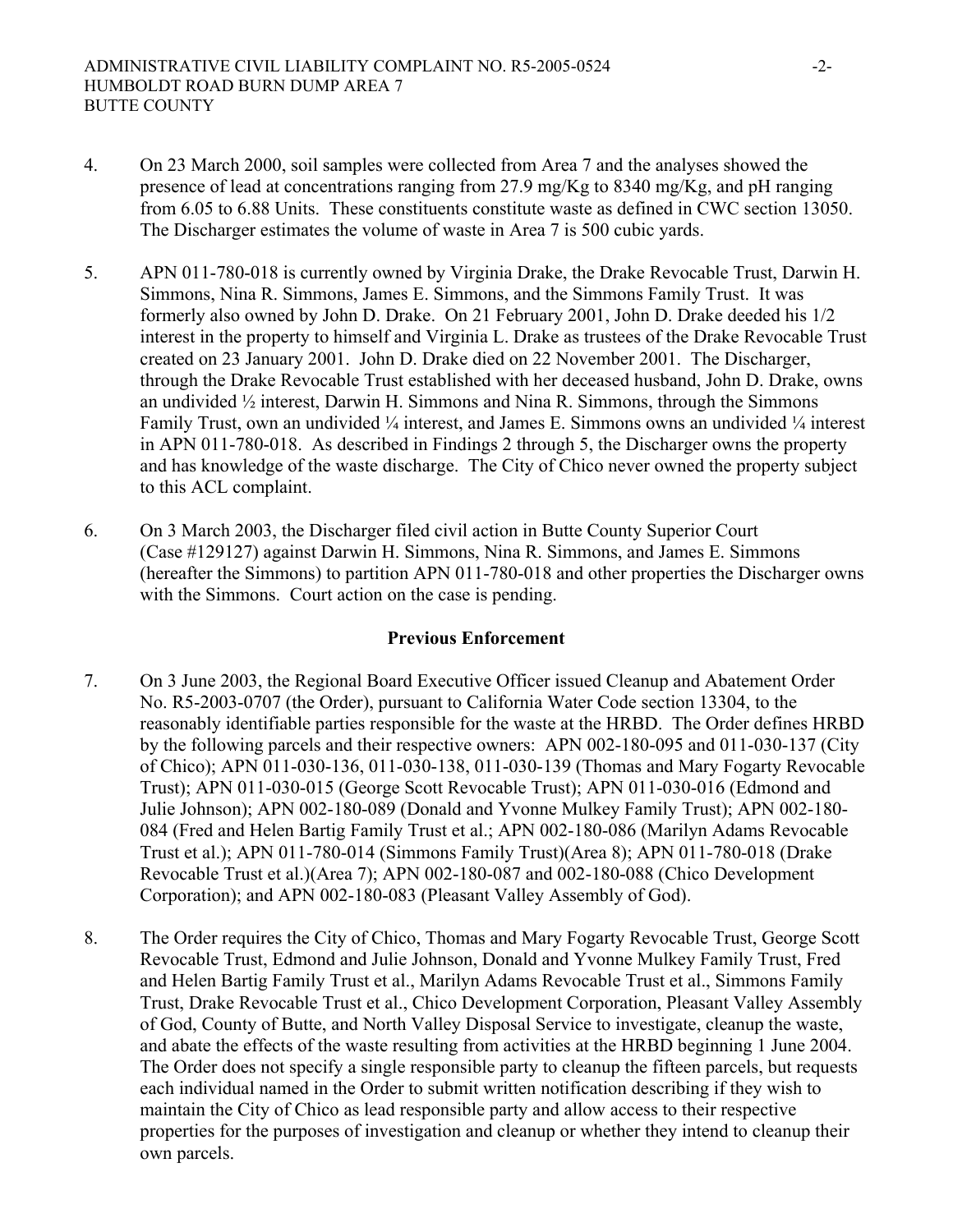4. On 23 March 2000, soil samples were collected from Area 7 and the analyses showed the presence of lead at concentrations ranging from 27.9 mg/Kg to 8340 mg/Kg, and pH ranging from 6.05 to 6.88 Units. These constituents constitute waste as defined in CWC section 13050. The Discharger estimates the volume of waste in Area 7 is 500 cubic yards.

5. APN 011-780-018 is currently owned by Virginia Drake, the Drake Revocable Trust, Darwin H. Simmons, Nina R. Simmons, James E. Simmons, and the Simmons Family Trust. It was formerly also owned by John D. Drake. On 21 February 2001, John D. Drake deeded his 1/2 interest in the property to himself and Virginia L. Drake as trustees of the Drake Revocable Trust created on 23 January 2001. John D. Drake died on 22 November 2001. The Discharger, through the Drake Revocable Trust established with her deceased husband, John D. Drake, owns an undivided ½ interest, Darwin H. Simmons and Nina R. Simmons, through the Simmons Family Trust, own an undivided ¼ interest, and James E. Simmons owns an undivided ¼ interest in APN 011-780-018. As described in Findings 2 through 5, the Discharger owns the property and has knowledge of the waste discharge. The City of Chico never owned the property subject to this ACL complaint.

6. On 3 March 2003, the Discharger filed civil action in Butte County Superior Court (Case #129127) against Darwin H. Simmons, Nina R. Simmons, and James E. Simmons (hereafter the Simmons) to partition APN 011-780-018 and other properties the Discharger owns with the Simmons. Court action on the case is pending.

**Previous Enforcement**

7. On 3 June 2003, the Regional Board Executive Officer issued Cleanup and Abatement Order No. R5-2003-0707 (the Order), pursuant to California Water Code section 13304, to the reasonably identifiable parties responsible for the waste at the HRBD. The Order defines HRBD by the following parcels and their respective owners: APN 002-180-095 and 011-030-137 (City of Chico); APN 011-030-136, 011-030-138, 011-030-139 (Thomas and Mary Fogarty Revocable Trust); APN 011-030-015 (George Scott Revocable Trust); APN 011-030-016 (Edmond and Julie Johnson); APN 002-180-089 (Donald and Yvonne Mulkey Family Trust); APN 002-180-084 (Fred and Helen Bartig Family Trust et al.; APN 002-180-086 (Marilyn Adams Revocable Trust et al.); APN 011-780-014 (Simmons Family Trust)(Area 8); APN 011-780-018 (Drake Revocable Trust et al.)(Area 7); APN 002-180-087 and 002-180-088 (Chico Development Corporation); and APN 002-180-083 (Pleasant Valley Assembly of God).

8. The Order requires the City of Chico, Thomas and Mary Fogarty Revocable Trust, George Scott Revocable Trust, Edmond and Julie Johnson, Donald and Yvonne Mulkey Family Trust, Fred and Helen Bartig Family Trust et al., Marilyn Adams Revocable Trust et al., Simmons Family Trust, Drake Revocable Trust et al., Chico Development Corporation, Pleasant Valley Assembly of God, County of Butte, and North Valley Disposal Service to investigate, cleanup the waste, and abate the effects of the waste resulting from activities at the HRBD beginning 1 June 2004. The Order does not specify a single responsible party to cleanup the fifteen parcels, but requests each individual named in the Order to submit written notification describing if they wish to maintain the City of Chico as lead responsible party and allow access to their respective properties for the purposes of investigation and cleanup or whether they intend to cleanup their own parcels.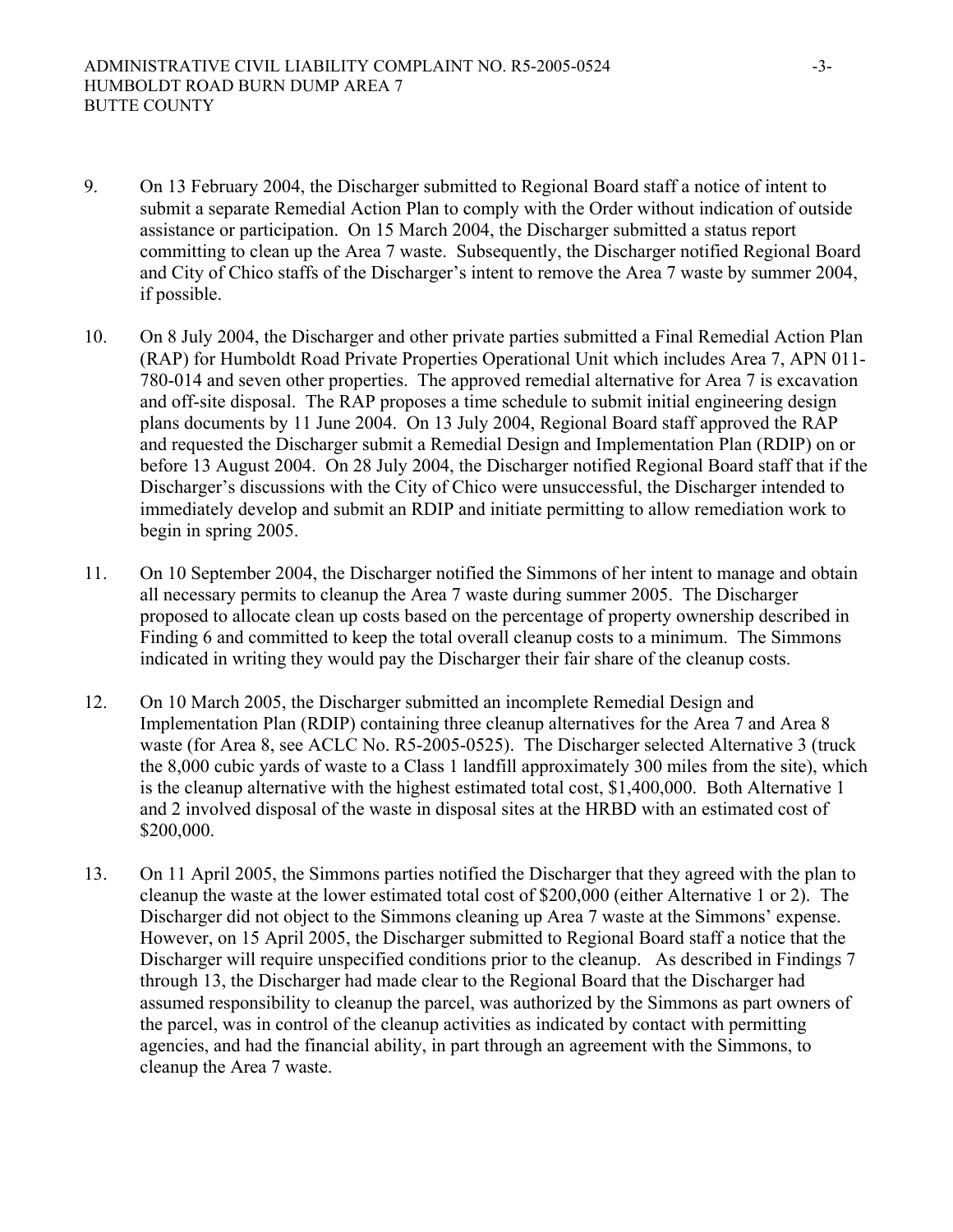9. On 13 February 2004, the Discharger submitted to Regional Board staff a notice of intent to submit a separate Remedial Action Plan to comply with the Order without indication of outside assistance or participation. On 15 March 2004, the Discharger submitted a status report committing to clean up the Area 7 waste. Subsequently, the Discharger notified Regional Board and City of Chico staffs of the Discharger's intent to remove the Area 7 waste by summer 2004, if possible.

10. On 8 July 2004, the Discharger and other private parties submitted a Final Remedial Action Plan (RAP) for Humboldt Road Private Properties Operational Unit which includes Area 7, APN 011-780-014 and seven other properties. The approved remedial alternative for Area 7 is excavation and off-site disposal. The RAP proposes a time schedule to submit initial engineering design plans documents by 11 June 2004. On 13 July 2004, Regional Board staff approved the RAP and requested the Discharger submit a Remedial Design and Implementation Plan (RDIP) on or before 13 August 2004. On 28 July 2004, the Discharger notified Regional Board staff that if the Discharger's discussions with the City of Chico were unsuccessful, the Discharger intended to immediately develop and submit an RDIP and initiate permitting to allow remediation work to begin in spring 2005.

11. On 10 September 2004, the Discharger notified the Simmons of her intent to manage and obtain all necessary permits to cleanup the Area 7 waste during summer 2005. The Discharger proposed to allocate clean up costs based on the percentage of property ownership described in Finding 6 and committed to keep the total overall cleanup costs to a minimum. The Simmons indicated in writing they would pay the Discharger their fair share of the cleanup costs.

12. On 10 March 2005, the Discharger submitted an incomplete Remedial Design and Implementation Plan (RDIP) containing three cleanup alternatives for the Area 7 and Area 8 waste (for Area 8, see ACLC No. R5-2005-0525). The Discharger selected Alternative 3 (truck the 8,000 cubic yards of waste to a Class 1 landfill approximately 300 miles from the site), which is the cleanup alternative with the highest estimated total cost, $1,400,000. Both Alternative 1 and 2 involved disposal of the waste in disposal sites at the HRBD with an estimated cost of $200,000.

13. On 11 April 2005, the Simmons parties notified the Discharger that they agreed with the plan to cleanup the waste at the lower estimated total cost of $200,000 (either Alternative 1 or 2). The Discharger did not object to the Simmons cleaning up Area 7 waste at the Simmons' expense. However, on 15 April 2005, the Discharger submitted to Regional Board staff a notice that the Discharger will require unspecified conditions prior to the cleanup. As described in Findings 7 through 13, the Discharger had made clear to the Regional Board that the Discharger had assumed responsibility to cleanup the parcel, was authorized by the Simmons as part owners of the parcel, was in control of the cleanup activities as indicated by contact with permitting agencies, and had the financial ability, in part through an agreement with the Simmons, to cleanup the Area 7 waste.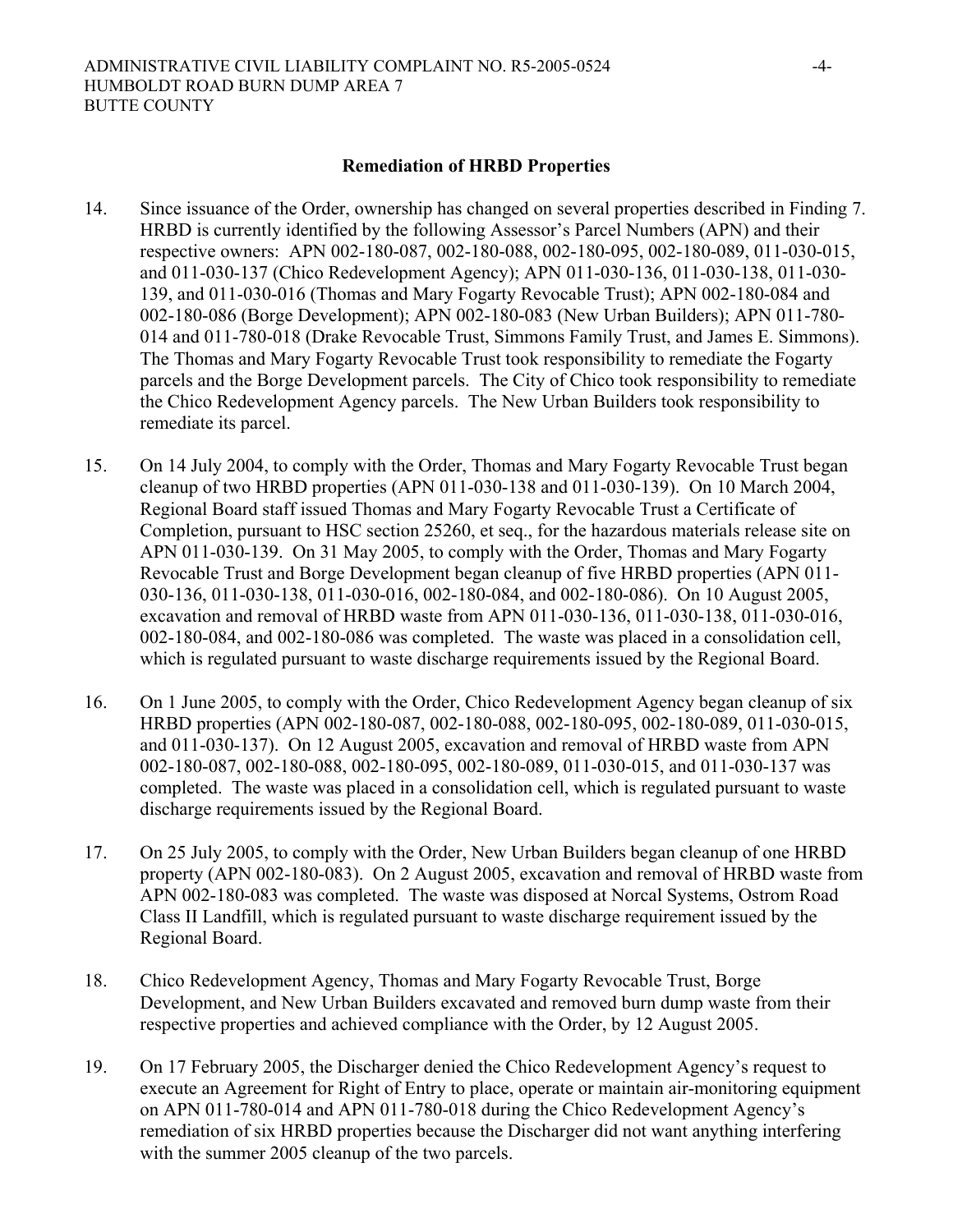## Remediation of HRBD Properties

14. Since issuance of the Order, ownership has changed on several properties described in Finding 7. HRBD is currently identified by the following Assessor's Parcel Numbers (APN) and their respective owners: APN 002-180-087, 002-180-088, 002-180-095, 002-180-089, 011-030-015, and 011-030-137 (Chico Redevelopment Agency); APN 011-030-136, 011-030-138, 011-030-139, and 011-030-016 (Thomas and Mary Fogarty Revocable Trust); APN 002-180-084 and 002-180-086 (Borge Development); APN 002-180-083 (New Urban Builders); APN 011-780-014 and 011-780-018 (Drake Revocable Trust, Simmons Family Trust, and James E. Simmons). The Thomas and Mary Fogarty Revocable Trust took responsibility to remediate the Fogarty parcels and the Borge Development parcels. The City of Chico took responsibility to remediate the Chico Redevelopment Agency parcels. The New Urban Builders took responsibility to remediate its parcel.

15. On 14 July 2004, to comply with the Order, Thomas and Mary Fogarty Revocable Trust began cleanup of two HRBD properties (APN 011-030-138 and 011-030-139). On 10 March 2004, Regional Board staff issued Thomas and Mary Fogarty Revocable Trust a Certificate of Completion, pursuant to HSC section 25260, et seq., for the hazardous materials release site on APN 011-030-139. On 31 May 2005, to comply with the Order, Thomas and Mary Fogarty Revocable Trust and Borge Development began cleanup of five HRBD properties (APN 011-030-136, 011-030-138, 011-030-016, 002-180-084, and 002-180-086). On 10 August 2005, excavation and removal of HRBD waste from APN 011-030-136, 011-030-138, 011-030-016, 002-180-084, and 002-180-086 was completed. The waste was placed in a consolidation cell, which is regulated pursuant to waste discharge requirements issued by the Regional Board.

16. On 1 June 2005, to comply with the Order, Chico Redevelopment Agency began cleanup of six HRBD properties (APN 002-180-087, 002-180-088, 002-180-095, 002-180-089, 011-030-015, and 011-030-137). On 12 August 2005, excavation and removal of HRBD waste from APN 002-180-087, 002-180-088, 002-180-095, 002-180-089, 011-030-015, and 011-030-137 was completed. The waste was placed in a consolidation cell, which is regulated pursuant to waste discharge requirements issued by the Regional Board.

17. On 25 July 2005, to comply with the Order, New Urban Builders began cleanup of one HRBD property (APN 002-180-083). On 2 August 2005, excavation and removal of HRBD waste from APN 002-180-083 was completed. The waste was disposed at Norcal Systems, Ostrom Road Class II Landfill, which is regulated pursuant to waste discharge requirement issued by the Regional Board.

18. Chico Redevelopment Agency, Thomas and Mary Fogarty Revocable Trust, Borge Development, and New Urban Builders excavated and removed burn dump waste from their respective properties and achieved compliance with the Order, by 12 August 2005.

19. On 17 February 2005, the Discharger denied the Chico Redevelopment Agency's request to execute an Agreement for Right of Entry to place, operate or maintain air-monitoring equipment on APN 011-780-014 and APN 011-780-018 during the Chico Redevelopment Agency's remediation of six HRBD properties because the Discharger did not want anything interfering with the summer 2005 cleanup of the two parcels.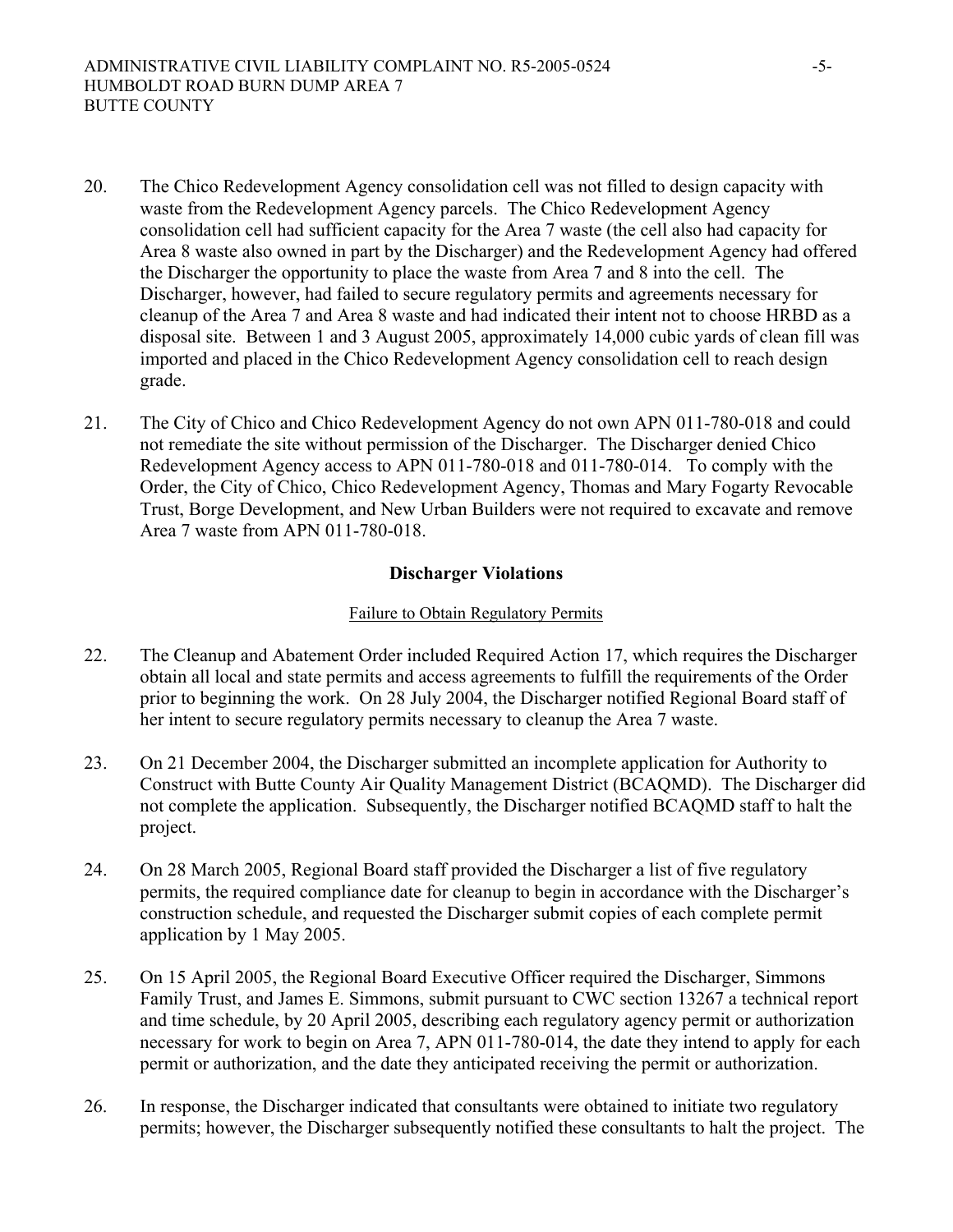20. The Chico Redevelopment Agency consolidation cell was not filled to design capacity with waste from the Redevelopment Agency parcels. The Chico Redevelopment Agency consolidation cell had sufficient capacity for the Area 7 waste (the cell also had capacity for Area 8 waste also owned in part by the Discharger) and the Redevelopment Agency had offered the Discharger the opportunity to place the waste from Area 7 and 8 into the cell. The Discharger, however, had failed to secure regulatory permits and agreements necessary for cleanup of the Area 7 and Area 8 waste and had indicated their intent not to choose HRBD as a disposal site. Between 1 and 3 August 2005, approximately 14,000 cubic yards of clean fill was imported and placed in the Chico Redevelopment Agency consolidation cell to reach design grade.

21. The City of Chico and Chico Redevelopment Agency do not own APN 011-780-018 and could not remediate the site without permission of the Discharger. The Discharger denied Chico Redevelopment Agency access to APN 011-780-018 and 011-780-014. To comply with the Order, the City of Chico, Chico Redevelopment Agency, Thomas and Mary Fogarty Revocable Trust, Borge Development, and New Urban Builders were not required to excavate and remove Area 7 waste from APN 011-780-018.

## Discharger Violations

### Failure to Obtain Regulatory Permits

22. The Cleanup and Abatement Order included Required Action 17, which requires the Discharger obtain all local and state permits and access agreements to fulfill the requirements of the Order prior to beginning the work. On 28 July 2004, the Discharger notified Regional Board staff of her intent to secure regulatory permits necessary to cleanup the Area 7 waste.

23. On 21 December 2004, the Discharger submitted an incomplete application for Authority to Construct with Butte County Air Quality Management District (BCAQMD). The Discharger did not complete the application. Subsequently, the Discharger notified BCAQMD staff to halt the project.

24. On 28 March 2005, Regional Board staff provided the Discharger a list of five regulatory permits, the required compliance date for cleanup to begin in accordance with the Discharger's construction schedule, and requested the Discharger submit copies of each complete permit application by 1 May 2005.

25. On 15 April 2005, the Regional Board Executive Officer required the Discharger, Simmons Family Trust, and James E. Simmons, submit pursuant to CWC section 13267 a technical report and time schedule, by 20 April 2005, describing each regulatory agency permit or authorization necessary for work to begin on Area 7, APN 011-780-014, the date they intend to apply for each permit or authorization, and the date they anticipated receiving the permit or authorization.

26. In response, the Discharger indicated that consultants were obtained to initiate two regulatory permits; however, the Discharger subsequently notified these consultants to halt the project. The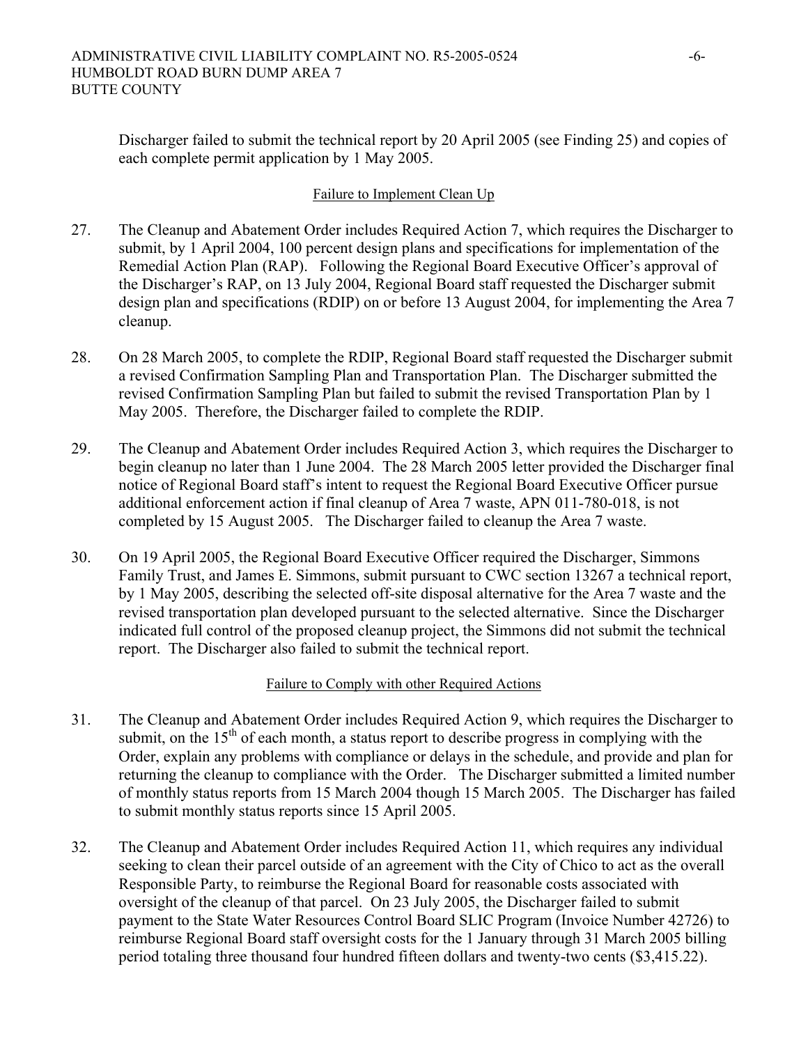Discharger failed to submit the technical report by 20 April 2005 (see Finding 25) and copies of each complete permit application by 1 May 2005.

Failure to Implement Clean Up

27. The Cleanup and Abatement Order includes Required Action 7, which requires the Discharger to submit, by 1 April 2004, 100 percent design plans and specifications for implementation of the Remedial Action Plan (RAP). Following the Regional Board Executive Officer's approval of the Discharger's RAP, on 13 July 2004, Regional Board staff requested the Discharger submit design plan and specifications (RDIP) on or before 13 August 2004, for implementing the Area 7 cleanup.

28. On 28 March 2005, to complete the RDIP, Regional Board staff requested the Discharger submit a revised Confirmation Sampling Plan and Transportation Plan. The Discharger submitted the revised Confirmation Sampling Plan but failed to submit the revised Transportation Plan by 1 May 2005. Therefore, the Discharger failed to complete the RDIP.

29. The Cleanup and Abatement Order includes Required Action 3, which requires the Discharger to begin cleanup no later than 1 June 2004. The 28 March 2005 letter provided the Discharger final notice of Regional Board staff's intent to request the Regional Board Executive Officer pursue additional enforcement action if final cleanup of Area 7 waste, APN 011-780-018, is not completed by 15 August 2005. The Discharger failed to cleanup the Area 7 waste.

30. On 19 April 2005, the Regional Board Executive Officer required the Discharger, Simmons Family Trust, and James E. Simmons, submit pursuant to CWC section 13267 a technical report, by 1 May 2005, describing the selected off-site disposal alternative for the Area 7 waste and the revised transportation plan developed pursuant to the selected alternative. Since the Discharger indicated full control of the proposed cleanup project, the Simmons did not submit the technical report. The Discharger also failed to submit the technical report.

Failure to Comply with other Required Actions

31. The Cleanup and Abatement Order includes Required Action 9, which requires the Discharger to submit, on the 15th of each month, a status report to describe progress in complying with the Order, explain any problems with compliance or delays in the schedule, and provide and plan for returning the cleanup to compliance with the Order. The Discharger submitted a limited number of monthly status reports from 15 March 2004 though 15 March 2005. The Discharger has failed to submit monthly status reports since 15 April 2005.

32. The Cleanup and Abatement Order includes Required Action 11, which requires any individual seeking to clean their parcel outside of an agreement with the City of Chico to act as the overall Responsible Party, to reimburse the Regional Board for reasonable costs associated with oversight of the cleanup of that parcel. On 23 July 2005, the Discharger failed to submit payment to the State Water Resources Control Board SLIC Program (Invoice Number 42726) to reimburse Regional Board staff oversight costs for the 1 January through 31 March 2005 billing period totaling three thousand four hundred fifteen dollars and twenty-two cents ($3,415.22).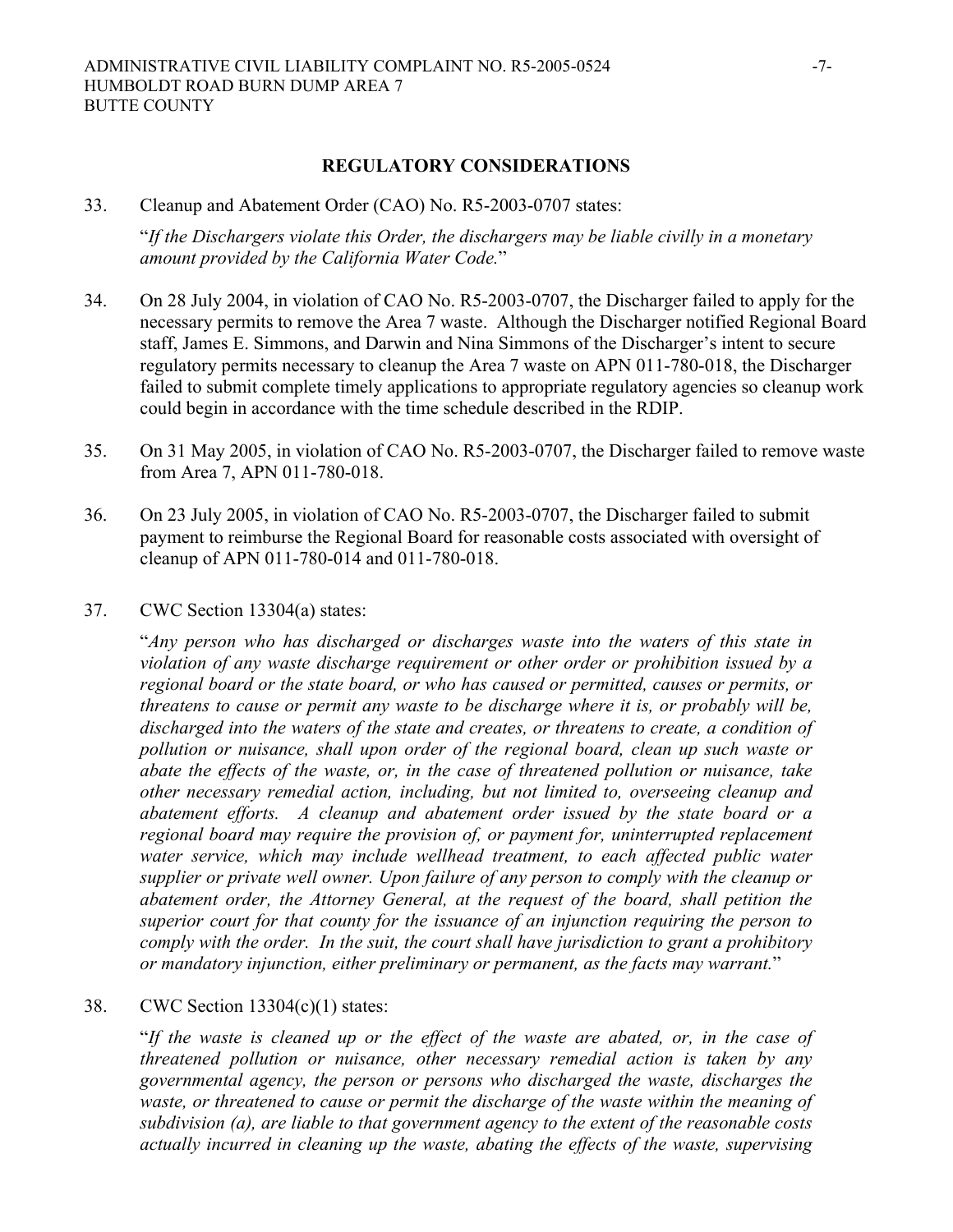**REGULATORY CONSIDERATIONS**

33. Cleanup and Abatement Order (CAO) No. R5-2003-0707 states:

    "*If the Dischargers violate this Order, the dischargers may be liable civilly in a monetary amount provided by the California Water Code.*"

34. On 28 July 2004, in violation of CAO No. R5-2003-0707, the Discharger failed to apply for the necessary permits to remove the Area 7 waste. Although the Discharger notified Regional Board staff, James E. Simmons, and Darwin and Nina Simmons of the Discharger's intent to secure regulatory permits necessary to cleanup the Area 7 waste on APN 011-780-018, the Discharger failed to submit complete timely applications to appropriate regulatory agencies so cleanup work could begin in accordance with the time schedule described in the RDIP.

35. On 31 May 2005, in violation of CAO No. R5-2003-0707, the Discharger failed to remove waste from Area 7, APN 011-780-018.

36. On 23 July 2005, in violation of CAO No. R5-2003-0707, the Discharger failed to submit payment to reimburse the Regional Board for reasonable costs associated with oversight of cleanup of APN 011-780-014 and 011-780-018.

37. CWC Section 13304(a) states:

    "*Any person who has discharged or discharges waste into the waters of this state in violation of any waste discharge requirement or other order or prohibition issued by a regional board or the state board, or who has caused or permitted, causes or permits, or threatens to cause or permit any waste to be discharge where it is, or probably will be, discharged into the waters of the state and creates, or threatens to create, a condition of pollution or nuisance, shall upon order of the regional board, clean up such waste or abate the effects of the waste, or, in the case of threatened pollution or nuisance, take other necessary remedial action, including, but not limited to, overseeing cleanup and abatement efforts. A cleanup and abatement order issued by the state board or a regional board may require the provision of, or payment for, uninterrupted replacement water service, which may include wellhead treatment, to each affected public water supplier or private well owner. Upon failure of any person to comply with the cleanup or abatement order, the Attorney General, at the request of the board, shall petition the superior court for that county for the issuance of an injunction requiring the person to comply with the order. In the suit, the court shall have jurisdiction to grant a prohibitory or mandatory injunction, either preliminary or permanent, as the facts may warrant.*"

38. CWC Section 13304(c)(1) states:

    "*If the waste is cleaned up or the effect of the waste are abated, or, in the case of threatened pollution or nuisance, other necessary remedial action is taken by any governmental agency, the person or persons who discharged the waste, discharges the waste, or threatened to cause or permit the discharge of the waste within the meaning of subdivision (a), are liable to that government agency to the extent of the reasonable costs actually incurred in cleaning up the waste, abating the effects of the waste, supervising*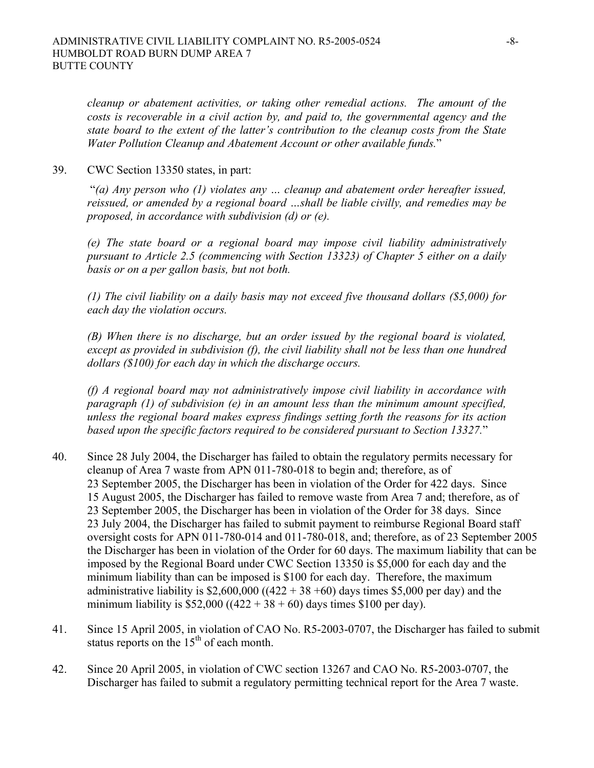*cleanup or abatement activities, or taking other remedial actions. The amount of the costs is recoverable in a civil action by, and paid to, the governmental agency and the state board to the extent of the latter's contribution to the cleanup costs from the State Water Pollution Cleanup and Abatement Account or other available funds.*"

39. CWC Section 13350 states, in part:

 "*(a) Any person who (1) violates any … cleanup and abatement order hereafter issued, reissued, or amended by a regional board …shall be liable civilly, and remedies may be proposed, in accordance with subdivision (d) or (e).*

 *(e) The state board or a regional board may impose civil liability administratively pursuant to Article 2.5 (commencing with Section 13323) of Chapter 5 either on a daily basis or on a per gallon basis, but not both.*

 *(1) The civil liability on a daily basis may not exceed five thousand dollars ($5,000) for each day the violation occurs.*

 *(B) When there is no discharge, but an order issued by the regional board is violated, except as provided in subdivision (f), the civil liability shall not be less than one hundred dollars ($100) for each day in which the discharge occurs.*

 *(f) A regional board may not administratively impose civil liability in accordance with paragraph (1) of subdivision (e) in an amount less than the minimum amount specified, unless the regional board makes express findings setting forth the reasons for its action based upon the specific factors required to be considered pursuant to Section 13327.*"

40. Since 28 July 2004, the Discharger has failed to obtain the regulatory permits necessary for cleanup of Area 7 waste from APN 011-780-018 to begin and; therefore, as of 23 September 2005, the Discharger has been in violation of the Order for 422 days. Since 15 August 2005, the Discharger has failed to remove waste from Area 7 and; therefore, as of 23 September 2005, the Discharger has been in violation of the Order for 38 days. Since 23 July 2004, the Discharger has failed to submit payment to reimburse Regional Board staff oversight costs for APN 011-780-014 and 011-780-018, and; therefore, as of 23 September 2005 the Discharger has been in violation of the Order for 60 days. The maximum liability that can be imposed by the Regional Board under CWC Section 13350 is $5,000 for each day and the minimum liability than can be imposed is $100 for each day. Therefore, the maximum administrative liability is $2,600,000 ((422 + 38 +60) days times $5,000 per day) and the minimum liability is $52,000 ((422 + 38 + 60) days times $100 per day).

41. Since 15 April 2005, in violation of CAO No. R5-2003-0707, the Discharger has failed to submit status reports on the 15th of each month.

42. Since 20 April 2005, in violation of CWC section 13267 and CAO No. R5-2003-0707, the Discharger has failed to submit a regulatory permitting technical report for the Area 7 waste.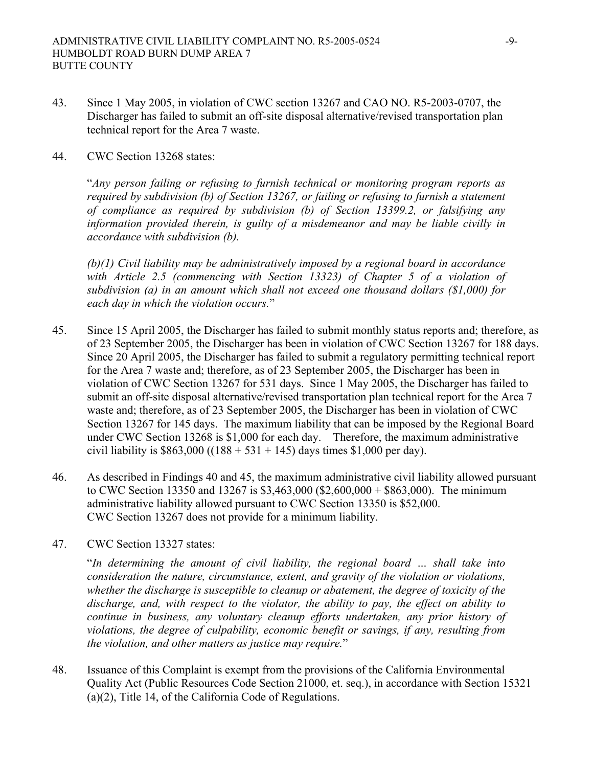43. Since 1 May 2005, in violation of CWC section 13267 and CAO NO. R5-2003-0707, the Discharger has failed to submit an off-site disposal alternative/revised transportation plan technical report for the Area 7 waste.

44. CWC Section 13268 states:

   "*Any person failing or refusing to furnish technical or monitoring program reports as required by subdivision (b) of Section 13267, or failing or refusing to furnish a statement of compliance as required by subdivision (b) of Section 13399.2, or falsifying any information provided therein, is guilty of a misdemeanor and may be liable civilly in accordance with subdivision (b).*

   *(b)(1) Civil liability may be administratively imposed by a regional board in accordance with Article 2.5 (commencing with Section 13323) of Chapter 5 of a violation of subdivision (a) in an amount which shall not exceed one thousand dollars ($1,000) for each day in which the violation occurs.*"

45. Since 15 April 2005, the Discharger has failed to submit monthly status reports and; therefore, as of 23 September 2005, the Discharger has been in violation of CWC Section 13267 for 188 days. Since 20 April 2005, the Discharger has failed to submit a regulatory permitting technical report for the Area 7 waste and; therefore, as of 23 September 2005, the Discharger has been in violation of CWC Section 13267 for 531 days. Since 1 May 2005, the Discharger has failed to submit an off-site disposal alternative/revised transportation plan technical report for the Area 7 waste and; therefore, as of 23 September 2005, the Discharger has been in violation of CWC Section 13267 for 145 days. The maximum liability that can be imposed by the Regional Board under CWC Section 13268 is $1,000 for each day. Therefore, the maximum administrative civil liability is $863,000 ((188 + 531 + 145) days times $1,000 per day).

46. As described in Findings 40 and 45, the maximum administrative civil liability allowed pursuant to CWC Section 13350 and 13267 is $3,463,000 ($2,600,000 + $863,000). The minimum administrative liability allowed pursuant to CWC Section 13350 is $52,000. CWC Section 13267 does not provide for a minimum liability.

47. CWC Section 13327 states:

   "*In determining the amount of civil liability, the regional board … shall take into consideration the nature, circumstance, extent, and gravity of the violation or violations, whether the discharge is susceptible to cleanup or abatement, the degree of toxicity of the discharge, and, with respect to the violator, the ability to pay, the effect on ability to continue in business, any voluntary cleanup efforts undertaken, any prior history of violations, the degree of culpability, economic benefit or savings, if any, resulting from the violation, and other matters as justice may require.*"

48. Issuance of this Complaint is exempt from the provisions of the California Environmental Quality Act (Public Resources Code Section 21000, et. seq.), in accordance with Section 15321 (a)(2), Title 14, of the California Code of Regulations.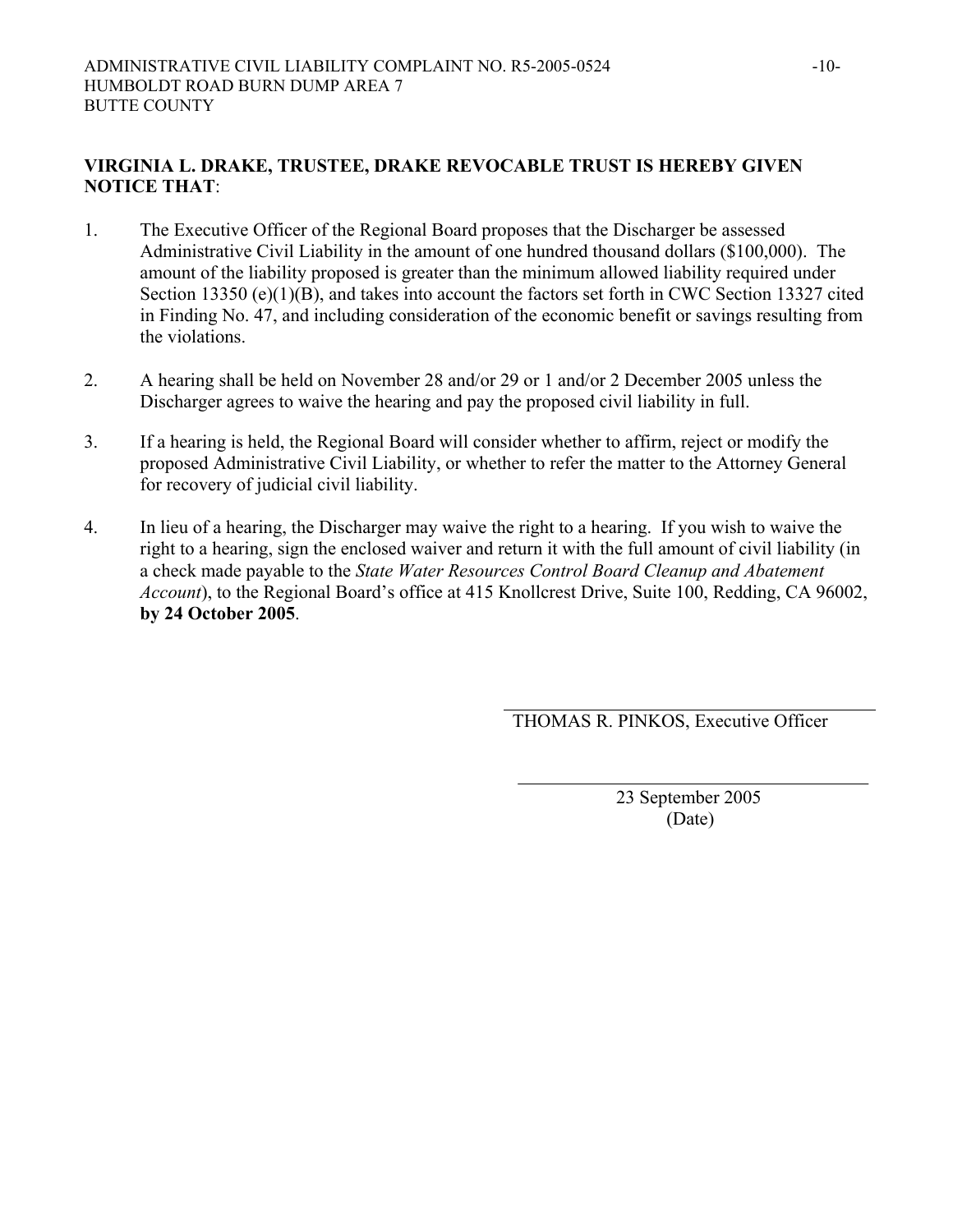**VIRGINIA L. DRAKE, TRUSTEE, DRAKE REVOCABLE TRUST IS HEREBY GIVEN NOTICE THAT**:

1. The Executive Officer of the Regional Board proposes that the Discharger be assessed Administrative Civil Liability in the amount of one hundred thousand dollars ($100,000). The amount of the liability proposed is greater than the minimum allowed liability required under Section 13350 (e)(1)(B), and takes into account the factors set forth in CWC Section 13327 cited in Finding No. 47, and including consideration of the economic benefit or savings resulting from the violations.

2. A hearing shall be held on November 28 and/or 29 or 1 and/or 2 December 2005 unless the Discharger agrees to waive the hearing and pay the proposed civil liability in full.

3. If a hearing is held, the Regional Board will consider whether to affirm, reject or modify the proposed Administrative Civil Liability, or whether to refer the matter to the Attorney General for recovery of judicial civil liability.

4. In lieu of a hearing, the Discharger may waive the right to a hearing. If you wish to waive the right to a hearing, sign the enclosed waiver and return it with the full amount of civil liability (in a check made payable to the *State Water Resources Control Board Cleanup and Abatement Account*), to the Regional Board's office at 415 Knollcrest Drive, Suite 100, Redding, CA 96002, **by 24 October 2005**.

THOMAS R. PINKOS, Executive Officer

23 September 2005
(Date)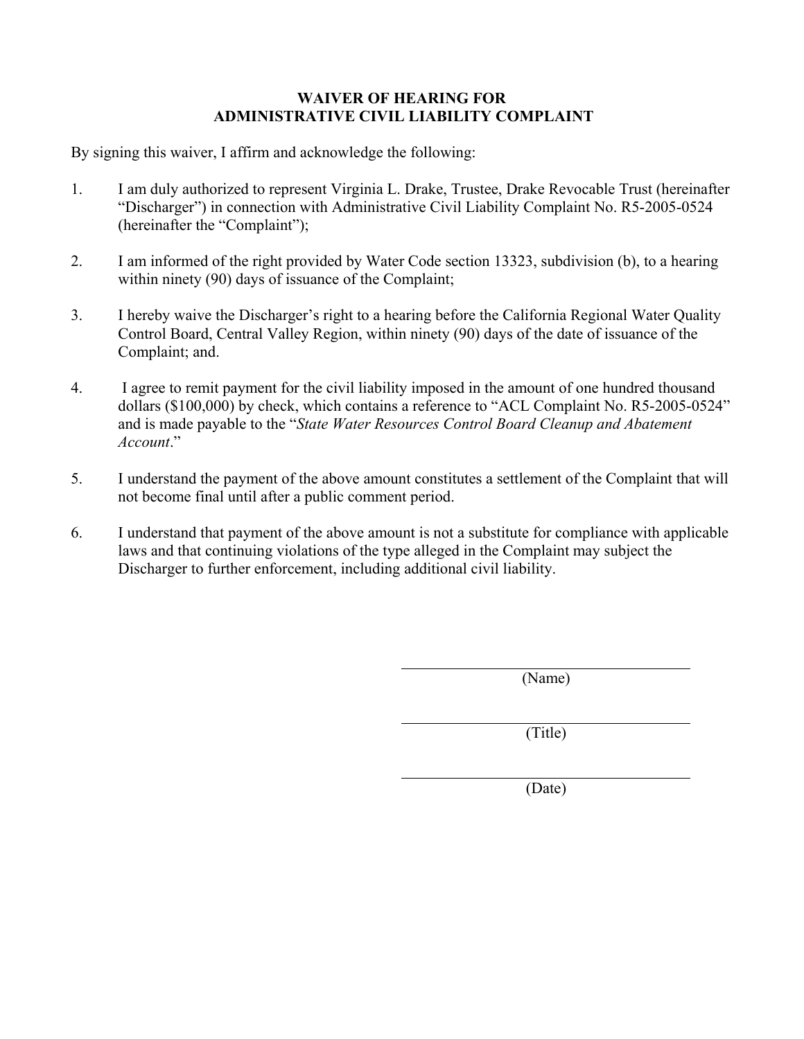# WAIVER OF HEARING FOR ADMINISTRATIVE CIVIL LIABILITY COMPLAINT

By signing this waiver, I affirm and acknowledge the following:

1. I am duly authorized to represent Virginia L. Drake, Trustee, Drake Revocable Trust (hereinafter "Discharger") in connection with Administrative Civil Liability Complaint No. R5-2005-0524 (hereinafter the "Complaint");

2. I am informed of the right provided by Water Code section 13323, subdivision (b), to a hearing within ninety (90) days of issuance of the Complaint;

3. I hereby waive the Discharger's right to a hearing before the California Regional Water Quality Control Board, Central Valley Region, within ninety (90) days of the date of issuance of the Complaint; and.

4. I agree to remit payment for the civil liability imposed in the amount of one hundred thousand dollars ($100,000) by check, which contains a reference to "ACL Complaint No. R5-2005-0524" and is made payable to the "*State Water Resources Control Board Cleanup and Abatement Account*."

5. I understand the payment of the above amount constitutes a settlement of the Complaint that will not become final until after a public comment period.

6. I understand that payment of the above amount is not a substitute for compliance with applicable laws and that continuing violations of the type alleged in the Complaint may subject the Discharger to further enforcement, including additional civil liability.

_______________________________
(Name)

_______________________________
(Title)

_______________________________
(Date)